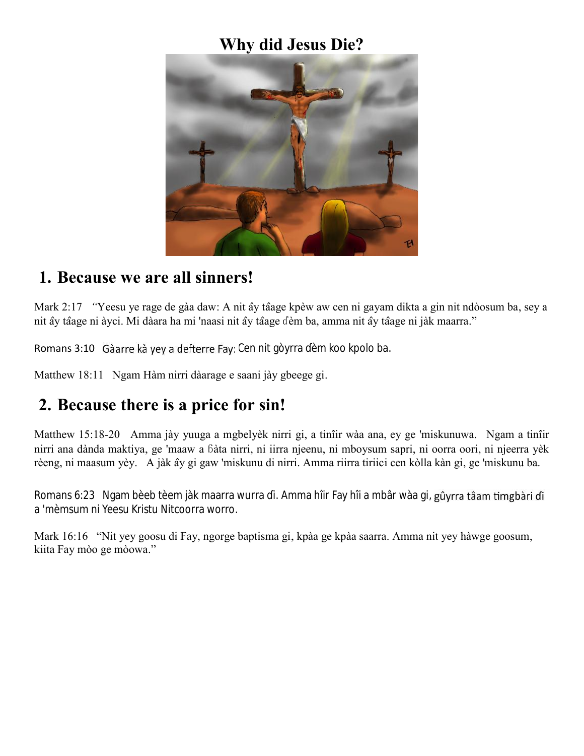# Why did Jesus Die?

## 1. Because we are all sinners!

Mark 2:17 *“*Yeesu ye rage de gàa daw: A nit ây tâage kpèw aw cen ni gayam dikta a gin nit ndòosum ba, sey a nit ây tâage ni àyci. Mi dàara ha mi 'naasi nit ây tâage ɗèm ba, amma nit ây tâage ni jàk maarra.”

Romans 3:10 Gàarre kà yey a defterre Fay: Cen nit gòyrra ɗèm koo kpolo ba.

Matthew 18:11 Ngam Hàm nirri dàarage e saani jày gbeege gi.

## 2. Because there is a price for sin!

Matthew 15:18-20 Amma jày yuuga a mgbelyèk nirri gi, a tinîir wàa ana, ey ge 'miskunuwa. Ngam a tinîir nirri ana dànda maktiya, ge 'maaw a ɓàta nirri, ni iirra njeenu, ni mboysum sapri, ni oorra oori, ni njeerra yèk rèeng, ni maasum yèy. A jàk ây gi gaw 'miskunu di nirri. Amma riirra tiriici cen kòlla kàn gi, ge 'miskunu ba.

Romans 6:23 Ngam bèeb tèem jàk maarra wurra ɗi. Amma hîir Fay hîi a mbâr wàa gi, gûyrra tâam timgbàri ɗi a 'mèmsum ni Yeesu Kristu Nitcoorra worro.

Mark 16:16 “Nit yey goosu di Fay, ngorge baptisma gi, kpàa ge kpàa saarra. Amma nit yey hàwge goosum, kiita Fay mòo ge mòowa.”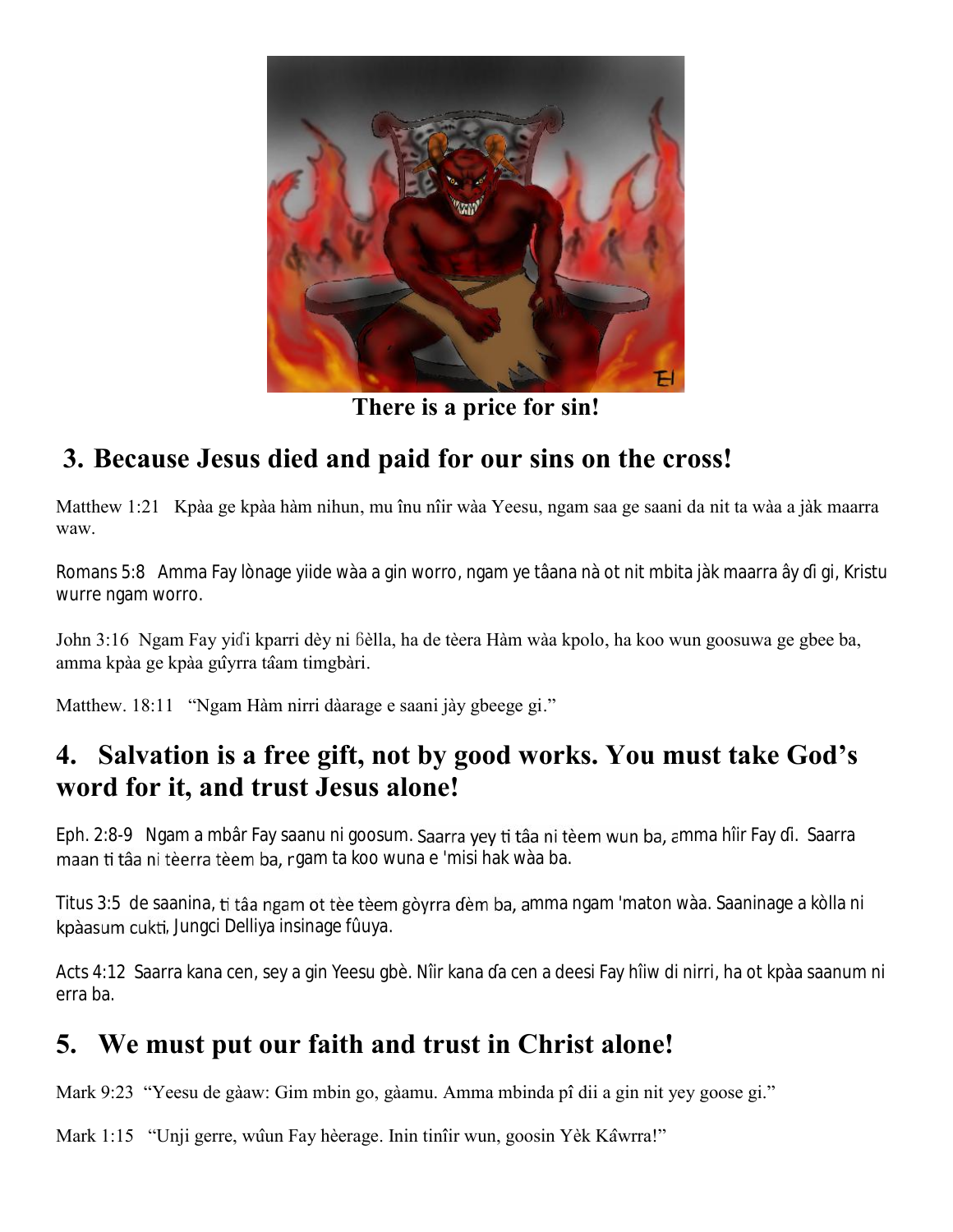There is a price for sin!

## 3. Because Jesus died and paid for our sins on the cross!

Matthew 1:21   Kpàa ge kpàa hàm nihun, mu înu nîir wàa Yeesu, ngam saa ge saani da nit ta wàa a jàk maarra waw.

Romans 5:8   Amma Fay lònage yiide wàa a gin worro, ngam ye tâana nà ot nit mbita jàk maarra ây ɗi gi, Kristu wurre ngam worro.

John 3:16  Ngam Fay yiɗi kparri dèy ni ɓèlla, ha de tèera Hàm wàa kpolo, ha koo wun goosuwa ge gbee ba, amma kpàa ge kpàa gûyrra tâam timgbàri.

Matthew. 18:11   "Ngam Hàm nirri dàarage e saani jày gbeege gi."

## 4. Salvation is a free gift, not by good works. You must take God's word for it, and trust Jesus alone!

Eph. 2:8-9   Ngam a mbâr Fay saanu ni goosum. Saarra yey ti tâa ni tèem wun ba, amma hîir Fay ɗi.  Saarra maan ti tâa ni tèerra tèem ba, ngam ta koo wuna e 'misi hak wàa ba.

Titus 3:5  de saanina, ti tâa ngam ot tèe tèem gòyrra ɗèm ba, amma ngam 'maton wàa. Saaninage a kòlla ni kpàasum cukti, Jungci Delliya insinage fûuya.

Acts 4:12  Saarra kana cen, sey a gin Yeesu gbè. Nîir kana ɗa cen a deesi Fay hîiw di nirri, ha ot kpàa saanum ni erra ba.

## 5. We must put our faith and trust in Christ alone!

Mark 9:23  "Yeesu de gàaw: Gim mbin go, gàamu. Amma mbinda pî dii a gin nit yey goose gi."

Mark 1:15   "Unji gerre, wûun Fay hèerage. Inin tinîir wun, goosin Yèk Kâwrra!"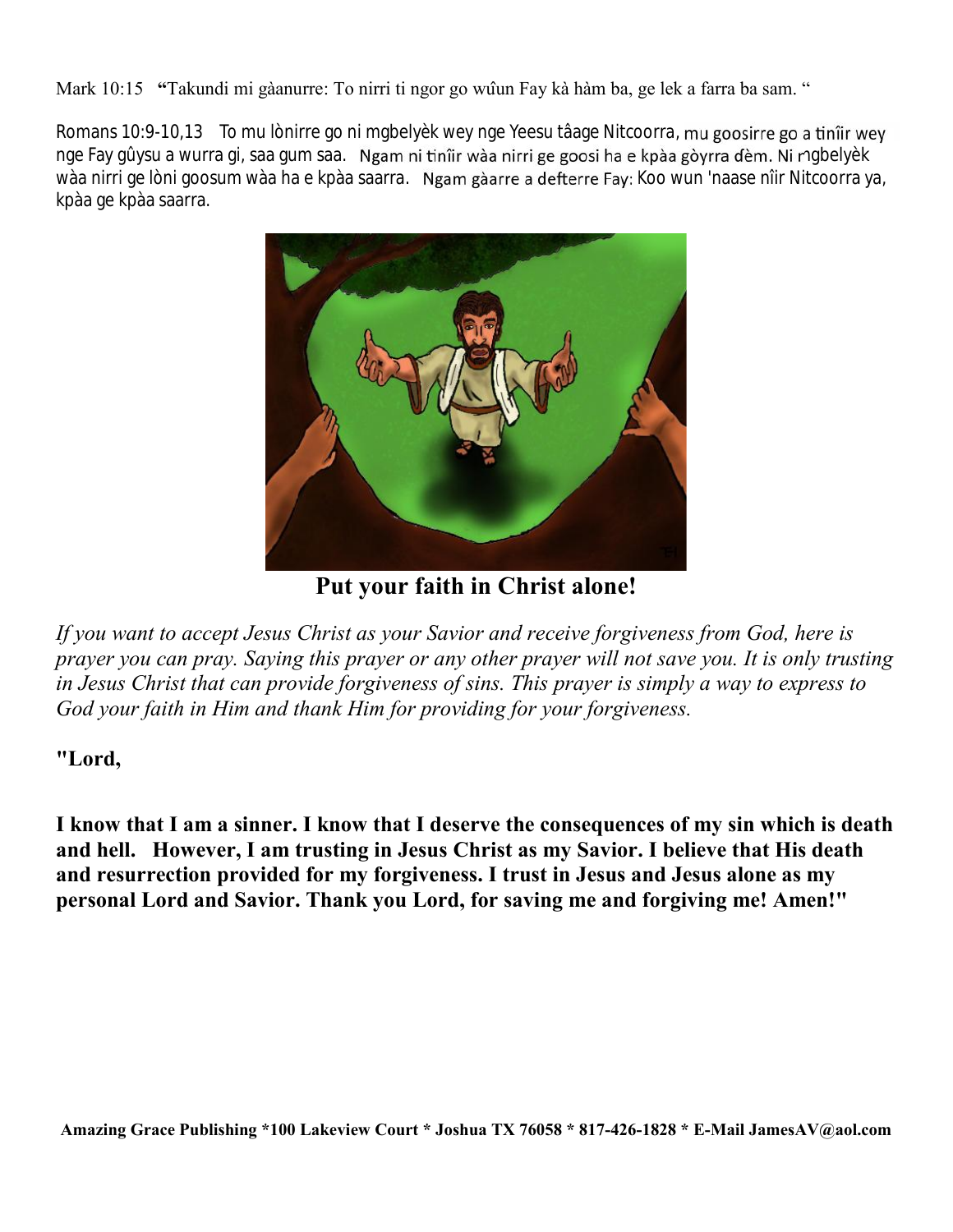Mark 10:15 **"**Takundi mi gàanurre: To nirri ti ngor go wûun Fay kà hàm ba, ge lek a farra ba sam. "

Romans 10:9-10,13 To mu lònirre go ni mgbelyèk wey nge Yeesu tâage Nitcoorra, mu goosirre go a tinîir wey nge Fay gûysu a wurra gi, saa gum saa. Ngam ni tinîir wàa nirri ge goosi ha e kpàa gòyrra ɗèm. Ni ŋgbelyèk wàa nirri ge lòni goosum wàa ha e kpàa saarra. Ngam gàarre a defterre Fay: Koo wun 'naase nîir Nitcoorra ya, kpàa ge kpàa saarra.

**Put your faith in Christ alone!**

*If you want to accept Jesus Christ as your Savior and receive forgiveness from God, here is prayer you can pray. Saying this prayer or any other prayer will not save you. It is only trusting in Jesus Christ that can provide forgiveness of sins. This prayer is simply a way to express to God your faith in Him and thank Him for providing for your forgiveness.*

**"Lord,**

**I know that I am a sinner. I know that I deserve the consequences of my sin which is death and hell. However, I am trusting in Jesus Christ as my Savior. I believe that His death and resurrection provided for my forgiveness. I trust in Jesus and Jesus alone as my personal Lord and Savior. Thank you Lord, for saving me and forgiving me! Amen!"**

**Amazing Grace Publishing *100 Lakeview Court * Joshua TX 76058 * 817-426-1828 * E-Mail JamesAV@aol.com**